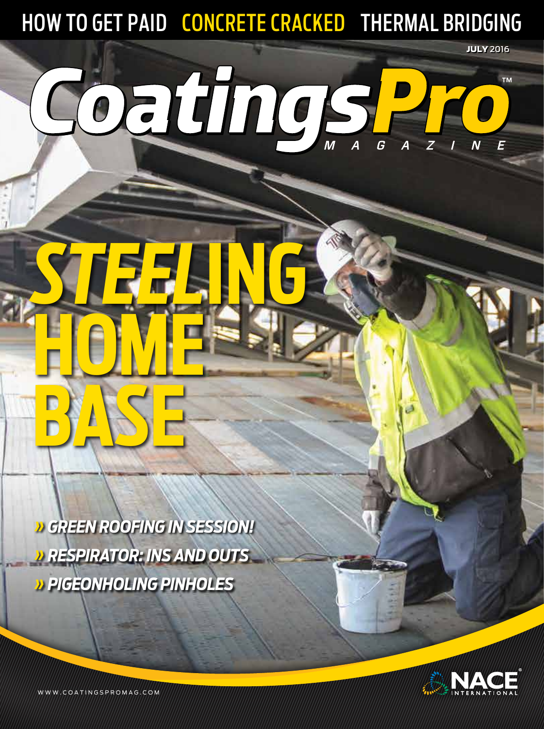HOW TO GET PAID | CONCRETE CRACKED | THERMAL BRIDGING

JULY 2016

# CoatingsPro MAGAZINE™

# STEELING HOME BASE

» GREEN ROOFING IN SESSION!

» RESPIRATOR: INS AND OUTS

» PIGEONHOLING PINHOLES

WWW.COATINGSPROMAG.COM

NACE INTERNATIONAL®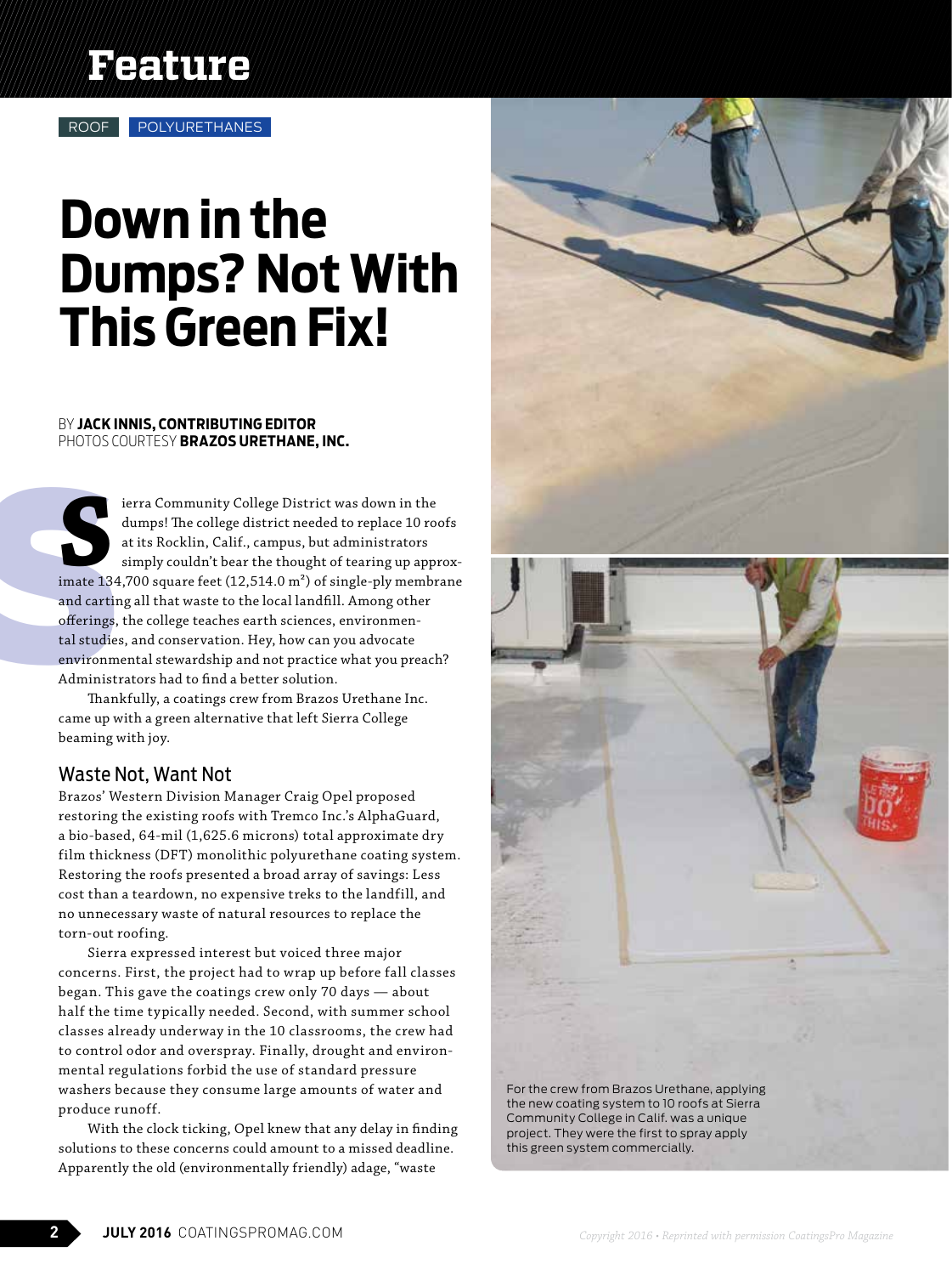ROOF POLYURETHANES

# Down in the Dumps? Not With This Green Fix!

BY **JACK INNIS, CONTRIBUTING EDITOR**
PHOTOS COURTESY **BRAZOS URETHANE, INC.**

Sierra Community College District was down in the dumps! The college district needed to replace 10 roofs at its Rocklin, Calif., campus, but administrators simply couldn't bear the thought of tearing up approximate 134,700 square feet (12,514.0 m²) of single-ply membrane and carting all that waste to the local landfill. Among other offerings, the college teaches earth sciences, environmental studies, and conservation. Hey, how can you advocate environmental stewardship and not practice what you preach? Administrators had to find a better solution.

Thankfully, a coatings crew from Brazos Urethane Inc. came up with a green alternative that left Sierra College beaming with joy.

## Waste Not, Want Not

Brazos' Western Division Manager Craig Opel proposed restoring the existing roofs with Tremco Inc.'s AlphaGuard, a bio-based, 64-mil (1,625.6 microns) total approximate dry film thickness (DFT) monolithic polyurethane coating system. Restoring the roofs presented a broad array of savings: Less cost than a teardown, no expensive treks to the landfill, and no unnecessary waste of natural resources to replace the torn-out roofing.

Sierra expressed interest but voiced three major concerns. First, the project had to wrap up before fall classes began. This gave the coatings crew only 70 days — about half the time typically needed. Second, with summer school classes already underway in the 10 classrooms, the crew had to control odor and overspray. Finally, drought and environmental regulations forbid the use of standard pressure washers because they consume large amounts of water and produce runoff.

With the clock ticking, Opel knew that any delay in finding solutions to these concerns could amount to a missed deadline. Apparently the old (environmentally friendly) adage, "waste

For the crew from Brazos Urethane, applying the new coating system to 10 roofs at Sierra Community College in Calif. was a unique project. They were the first to spray apply this green system commercially.

*Copyright 2016 • Reprinted with permission CoatingsPro Magazine*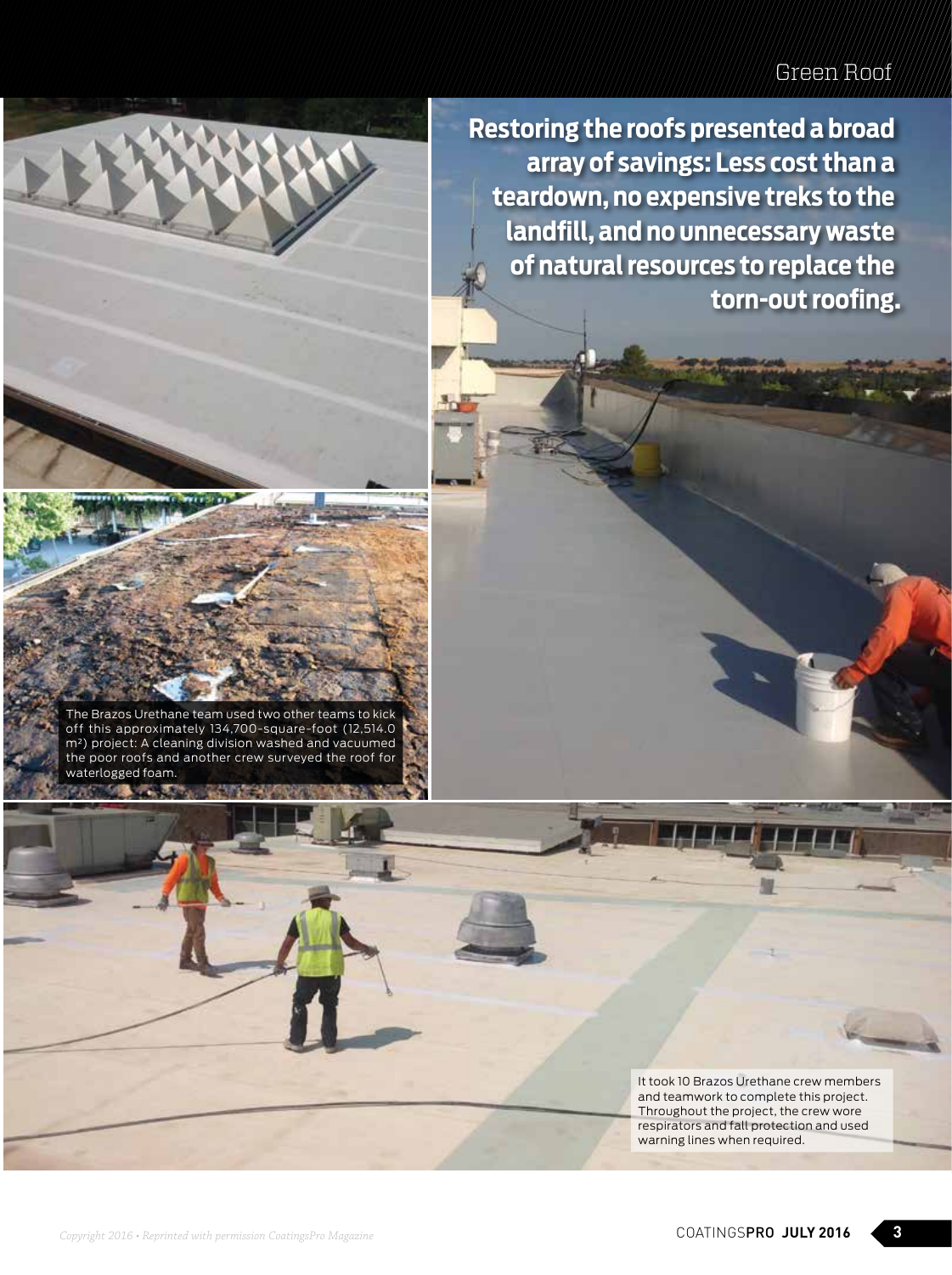**Restoring the roofs presented a broad array of savings: Less cost than a teardown, no expensive treks to the landfill, and no unnecessary waste of natural resources to replace the torn-out roofing.**

The Brazos Urethane team used two other teams to kick off this approximately 134,700-square-foot (12,514.0 m²) project: A cleaning division washed and vacuumed the poor roofs and another crew surveyed the roof for waterlogged foam.

It took 10 Brazos Urethane crew members and teamwork to complete this project. Throughout the project, the crew wore respirators and fall protection and used warning lines when required.

*Copyright 2016 • Reprinted with permission CoatingsPro Magazine*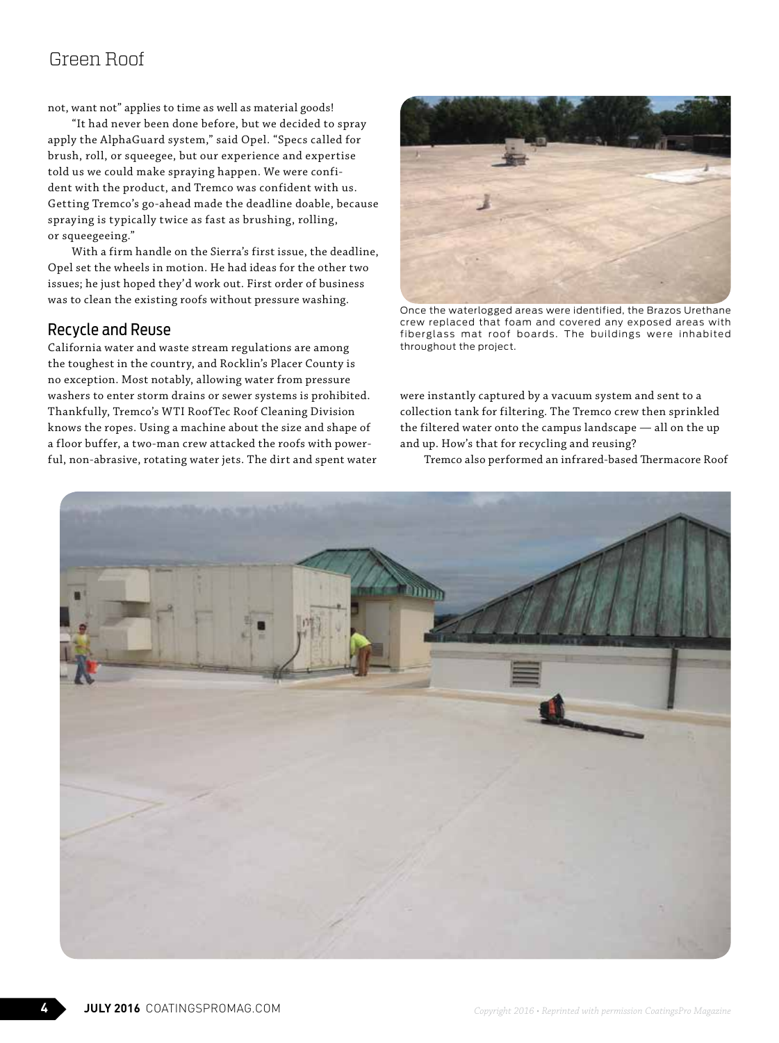not, want not" applies to time as well as material goods!

"It had never been done before, but we decided to spray apply the AlphaGuard system," said Opel. "Specs called for brush, roll, or squeegee, but our experience and expertise told us we could make spraying happen. We were confident with the product, and Tremco was confident with us. Getting Tremco's go-ahead made the deadline doable, because spraying is typically twice as fast as brushing, rolling, or squeegeeing."

With a firm handle on the Sierra's first issue, the deadline, Opel set the wheels in motion. He had ideas for the other two issues; he just hoped they'd work out. First order of business was to clean the existing roofs without pressure washing.

## Recycle and Reuse

California water and waste stream regulations are among the toughest in the country, and Rocklin's Placer County is no exception. Most notably, allowing water from pressure washers to enter storm drains or sewer systems is prohibited. Thankfully, Tremco's WTI RoofTec Roof Cleaning Division knows the ropes. Using a machine about the size and shape of a floor buffer, a two-man crew attacked the roofs with powerful, non-abrasive, rotating water jets. The dirt and spent water were instantly captured by a vacuum system and sent to a collection tank for filtering. The Tremco crew then sprinkled the filtered water onto the campus landscape — all on the up and up. How's that for recycling and reusing?

Once the waterlogged areas were identified, the Brazos Urethane crew replaced that foam and covered any exposed areas with fiberglass mat roof boards. The buildings were inhabited throughout the project.

Tremco also performed an infrared-based Thermacore Roof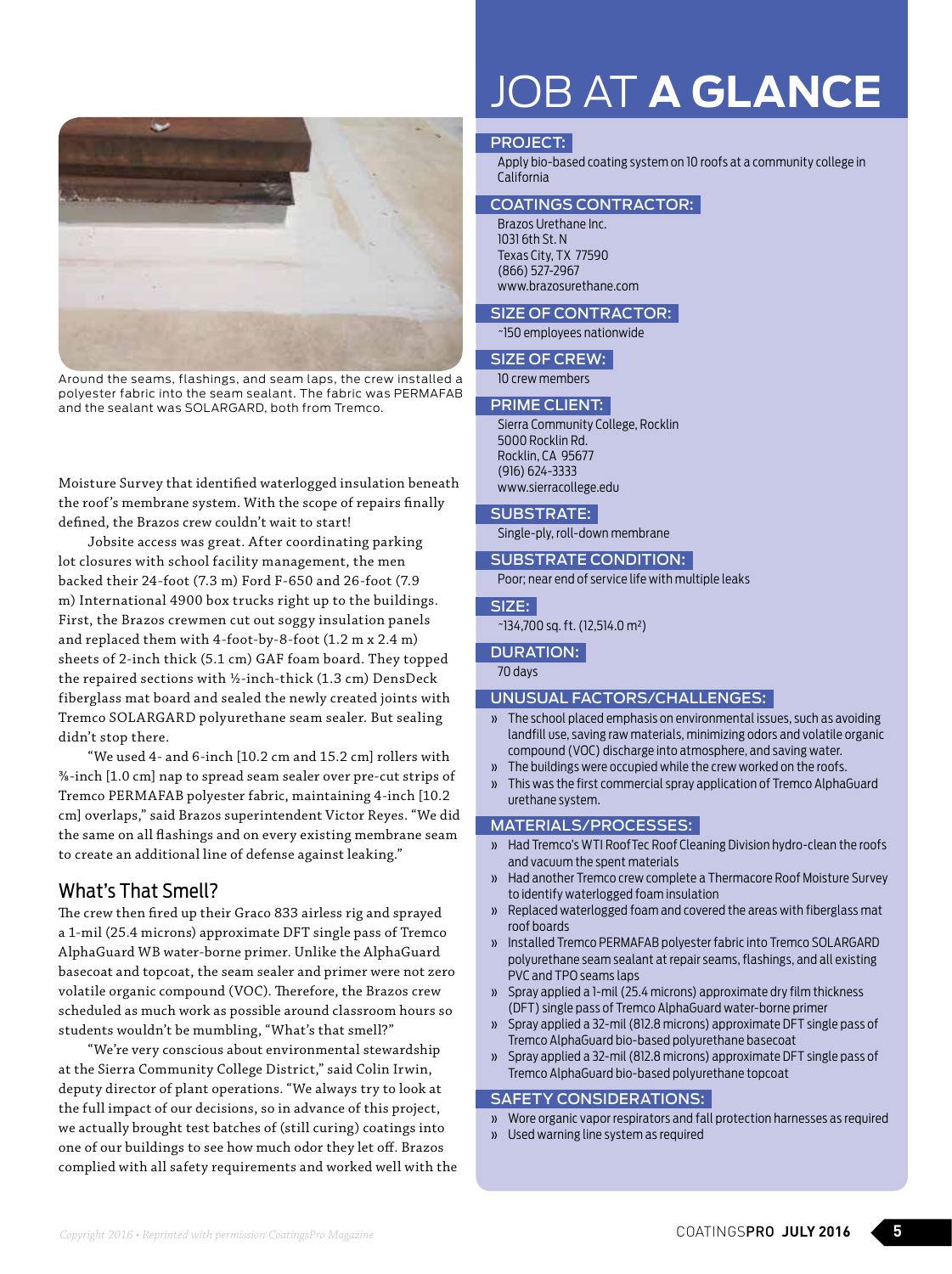Around the seams, flashings, and seam laps, the crew installed a polyester fabric into the seam sealant. The fabric was PERMAFAB and the sealant was SOLARGARD, both from Tremco.

Moisture Survey that identified waterlogged insulation beneath the roof's membrane system. With the scope of repairs finally defined, the Brazos crew couldn't wait to start!

Jobsite access was great. After coordinating parking lot closures with school facility management, the men backed their 24-foot (7.3 m) Ford F-650 and 26-foot (7.9 m) International 4900 box trucks right up to the buildings. First, the Brazos crewmen cut out soggy insulation panels and replaced them with 4-foot-by-8-foot (1.2 m x 2.4 m) sheets of 2-inch thick (5.1 cm) GAF foam board. They topped the repaired sections with ½-inch-thick (1.3 cm) DensDeck fiberglass mat board and sealed the newly created joints with Tremco SOLARGARD polyurethane seam sealer. But sealing didn't stop there.

"We used 4- and 6-inch [10.2 cm and 15.2 cm] rollers with ⅜-inch [1.0 cm] nap to spread seam sealer over pre-cut strips of Tremco PERMAFAB polyester fabric, maintaining 4-inch [10.2 cm] overlaps," said Brazos superintendent Victor Reyes. "We did the same on all flashings and on every existing membrane seam to create an additional line of defense against leaking."

## What's That Smell?

The crew then fired up their Graco 833 airless rig and sprayed a 1-mil (25.4 microns) approximate DFT single pass of Tremco AlphaGuard WB water-borne primer. Unlike the AlphaGuard basecoat and topcoat, the seam sealer and primer were not zero volatile organic compound (VOC). Therefore, the Brazos crew scheduled as much work as possible around classroom hours so students wouldn't be mumbling, "What's that smell?"

"We're very conscious about environmental stewardship at the Sierra Community College District," said Colin Irwin, deputy director of plant operations. "We always try to look at the full impact of our decisions, so in advance of this project, we actually brought test batches of (still curing) coatings into one of our buildings to see how much odor they let off. Brazos complied with all safety requirements and worked well with the

# JOB AT **A GLANCE**

**PROJECT:**

Apply bio-based coating system on 10 roofs at a community college in California

**COATINGS CONTRACTOR:**

Brazos Urethane Inc.
1031 6th St. N
Texas City, TX 77590
(866) 527-2967
www.brazosurethane.com

**SIZE OF CONTRACTOR:**

~150 employees nationwide

**SIZE OF CREW:**

10 crew members

**PRIME CLIENT:**

Sierra Community College, Rocklin
5000 Rocklin Rd.
Rocklin, CA 95677
(916) 624-3333
www.sierracollege.edu

**SUBSTRATE:**

Single-ply, roll-down membrane

**SUBSTRATE CONDITION:**

Poor; near end of service life with multiple leaks

**SIZE:**

~134,700 sq. ft. (12,514.0 m²)

**DURATION:**

70 days

**UNUSUAL FACTORS/CHALLENGES:**

- The school placed emphasis on environmental issues, such as avoiding landfill use, saving raw materials, minimizing odors and volatile organic compound (VOC) discharge into atmosphere, and saving water.
- The buildings were occupied while the crew worked on the roofs.
- This was the first commercial spray application of Tremco AlphaGuard urethane system.

**MATERIALS/PROCESSES:**

- Had Tremco's WTI RoofTec Roof Cleaning Division hydro-clean the roofs and vacuum the spent materials
- Had another Tremco crew complete a Thermacore Roof Moisture Survey to identify waterlogged foam insulation
- Replaced waterlogged foam and covered the areas with fiberglass mat roof boards
- Installed Tremco PERMAFAB polyester fabric into Tremco SOLARGARD polyurethane seam sealant at repair seams, flashings, and all existing PVC and TPO seams laps
- Spray applied a 1-mil (25.4 microns) approximate dry film thickness (DFT) single pass of Tremco AlphaGuard water-borne primer
- Spray applied a 32-mil (812.8 microns) approximate DFT single pass of Tremco AlphaGuard bio-based polyurethane basecoat
- Spray applied a 32-mil (812.8 microns) approximate DFT single pass of Tremco AlphaGuard bio-based polyurethane topcoat

**SAFETY CONSIDERATIONS:**

- Wore organic vapor respirators and fall protection harnesses as required
- Used warning line system as required

*Copyright 2016 • Reprinted with permission CoatingsPro Magazine*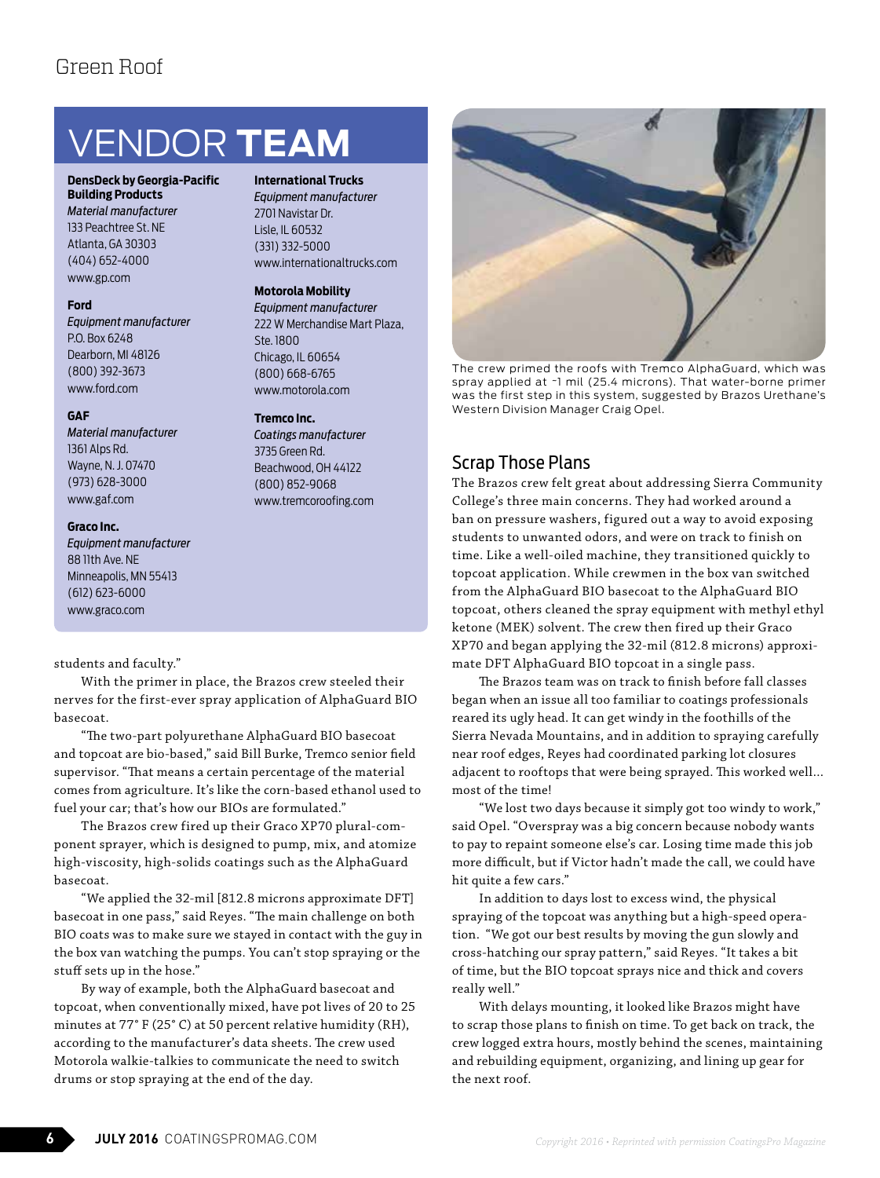## VENDOR TEAM

**DensDeck by Georgia-Pacific Building Products**
*Material manufacturer*
133 Peachtree St. NE
Atlanta, GA 30303
(404) 652-4000
www.gp.com

**Ford**
*Equipment manufacturer*
P.O. Box 6248
Dearborn, MI 48126
(800) 392-3673
www.ford.com

**GAF**
*Material manufacturer*
1361 Alps Rd.
Wayne, N. J. 07470
(973) 628-3000
www.gaf.com

**Graco Inc.**
*Equipment manufacturer*
88 11th Ave. NE
Minneapolis, MN 55413
(612) 623-6000
www.graco.com

**International Trucks**
*Equipment manufacturer*
2701 Navistar Dr.
Lisle, IL 60532
(331) 332-5000
www.internationaltrucks.com

**Motorola Mobility**
*Equipment manufacturer*
222 W Merchandise Mart Plaza, Ste. 1800
Chicago, IL 60654
(800) 668-6765
www.motorola.com

**Tremco Inc.**
*Coatings manufacturer*
3735 Green Rd.
Beachwood, OH 44122
(800) 852-9068
www.tremcoroofing.com

students and faculty."

With the primer in place, the Brazos crew steeled their nerves for the first-ever spray application of AlphaGuard BIO basecoat.

"The two-part polyurethane AlphaGuard BIO basecoat and topcoat are bio-based," said Bill Burke, Tremco senior field supervisor. "That means a certain percentage of the material comes from agriculture. It's like the corn-based ethanol used to fuel your car; that's how our BIOs are formulated."

The Brazos crew fired up their Graco XP70 plural-component sprayer, which is designed to pump, mix, and atomize high-viscosity, high-solids coatings such as the AlphaGuard basecoat.

"We applied the 32-mil [812.8 microns approximate DFT] basecoat in one pass," said Reyes. "The main challenge on both BIO coats was to make sure we stayed in contact with the guy in the box van watching the pumps. You can't stop spraying or the stuff sets up in the hose."

By way of example, both the AlphaGuard basecoat and topcoat, when conventionally mixed, have pot lives of 20 to 25 minutes at 77° F (25° C) at 50 percent relative humidity (RH), according to the manufacturer's data sheets. The crew used Motorola walkie-talkies to communicate the need to switch drums or stop spraying at the end of the day.

The crew primed the roofs with Tremco AlphaGuard, which was spray applied at ~1 mil (25.4 microns). That water-borne primer was the first step in this system, suggested by Brazos Urethane's Western Division Manager Craig Opel.

## Scrap Those Plans

The Brazos crew felt great about addressing Sierra Community College's three main concerns. They had worked around a ban on pressure washers, figured out a way to avoid exposing students to unwanted odors, and were on track to finish on time. Like a well-oiled machine, they transitioned quickly to topcoat application. While crewmen in the box van switched from the AlphaGuard BIO basecoat to the AlphaGuard BIO topcoat, others cleaned the spray equipment with methyl ethyl ketone (MEK) solvent. The crew then fired up their Graco XP70 and began applying the 32-mil (812.8 microns) approximate DFT AlphaGuard BIO topcoat in a single pass.

The Brazos team was on track to finish before fall classes began when an issue all too familiar to coatings professionals reared its ugly head. It can get windy in the foothills of the Sierra Nevada Mountains, and in addition to spraying carefully near roof edges, Reyes had coordinated parking lot closures adjacent to rooftops that were being sprayed. This worked well... most of the time!

"We lost two days because it simply got too windy to work," said Opel. "Overspray was a big concern because nobody wants to pay to repaint someone else's car. Losing time made this job more difficult, but if Victor hadn't made the call, we could have hit quite a few cars."

In addition to days lost to excess wind, the physical spraying of the topcoat was anything but a high-speed operation. "We got our best results by moving the gun slowly and cross-hatching our spray pattern," said Reyes. "It takes a bit of time, but the BIO topcoat sprays nice and thick and covers really well."

With delays mounting, it looked like Brazos might have to scrap those plans to finish on time. To get back on track, the crew logged extra hours, mostly behind the scenes, maintaining and rebuilding equipment, organizing, and lining up gear for the next roof.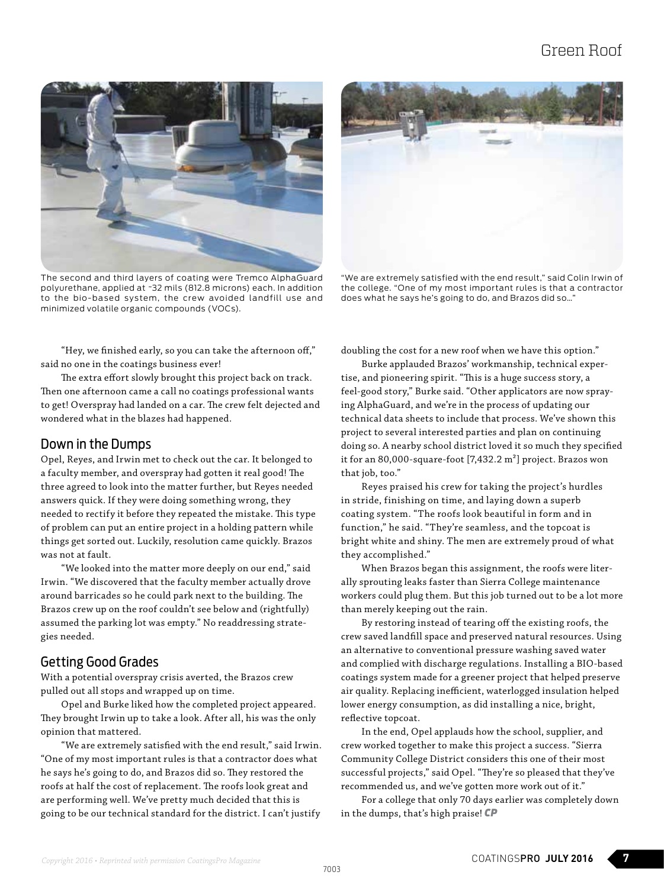The second and third layers of coating were Tremco AlphaGuard polyurethane, applied at ~32 mils (812.8 microns) each. In addition to the bio-based system, the crew avoided landfill use and minimized volatile organic compounds (VOCs).

"We are extremely satisfied with the end result," said Colin Irwin of the college. "One of my most important rules is that a contractor does what he says he's going to do, and Brazos did so..."

"Hey, we finished early, so you can take the afternoon off," said no one in the coatings business ever!

The extra effort slowly brought this project back on track. Then one afternoon came a call no coatings professional wants to get! Overspray had landed on a car. The crew felt dejected and wondered what in the blazes had happened.

## Down in the Dumps

Opel, Reyes, and Irwin met to check out the car. It belonged to a faculty member, and overspray had gotten it real good! The three agreed to look into the matter further, but Reyes needed answers quick. If they were doing something wrong, they needed to rectify it before they repeated the mistake. This type of problem can put an entire project in a holding pattern while things get sorted out. Luckily, resolution came quickly. Brazos was not at fault.

"We looked into the matter more deeply on our end," said Irwin. "We discovered that the faculty member actually drove around barricades so he could park next to the building. The Brazos crew up on the roof couldn't see below and (rightfully) assumed the parking lot was empty." No readdressing strategies needed.

## Getting Good Grades

With a potential overspray crisis averted, the Brazos crew pulled out all stops and wrapped up on time.

Opel and Burke liked how the completed project appeared. They brought Irwin up to take a look. After all, his was the only opinion that mattered.

"We are extremely satisfied with the end result," said Irwin. "One of my most important rules is that a contractor does what he says he's going to do, and Brazos did so. They restored the roofs at half the cost of replacement. The roofs look great and are performing well. We've pretty much decided that this is going to be our technical standard for the district. I can't justify doubling the cost for a new roof when we have this option."

Burke applauded Brazos' workmanship, technical expertise, and pioneering spirit. "This is a huge success story, a feel-good story," Burke said. "Other applicators are now spraying AlphaGuard, and we're in the process of updating our technical data sheets to include that process. We've shown this project to several interested parties and plan on continuing doing so. A nearby school district loved it so much they specified it for an 80,000-square-foot [7,432.2 m²] project. Brazos won that job, too."

Reyes praised his crew for taking the project's hurdles in stride, finishing on time, and laying down a superb coating system. "The roofs look beautiful in form and in function," he said. "They're seamless, and the topcoat is bright white and shiny. The men are extremely proud of what they accomplished."

When Brazos began this assignment, the roofs were literally sprouting leaks faster than Sierra College maintenance workers could plug them. But this job turned out to be a lot more than merely keeping out the rain.

By restoring instead of tearing off the existing roofs, the crew saved landfill space and preserved natural resources. Using an alternative to conventional pressure washing saved water and complied with discharge regulations. Installing a BIO-based coatings system made for a greener project that helped preserve air quality. Replacing inefficient, waterlogged insulation helped lower energy consumption, as did installing a nice, bright, reflective topcoat.

In the end, Opel applauds how the school, supplier, and crew worked together to make this project a success. "Sierra Community College District considers this one of their most successful projects," said Opel. "They're so pleased that they've recommended us, and we've gotten more work out of it."

For a college that only 70 days earlier was completely down in the dumps, that's high praise! **CP**

*Copyright 2016 • Reprinted with permission CoatingsPro Magazine*

7003